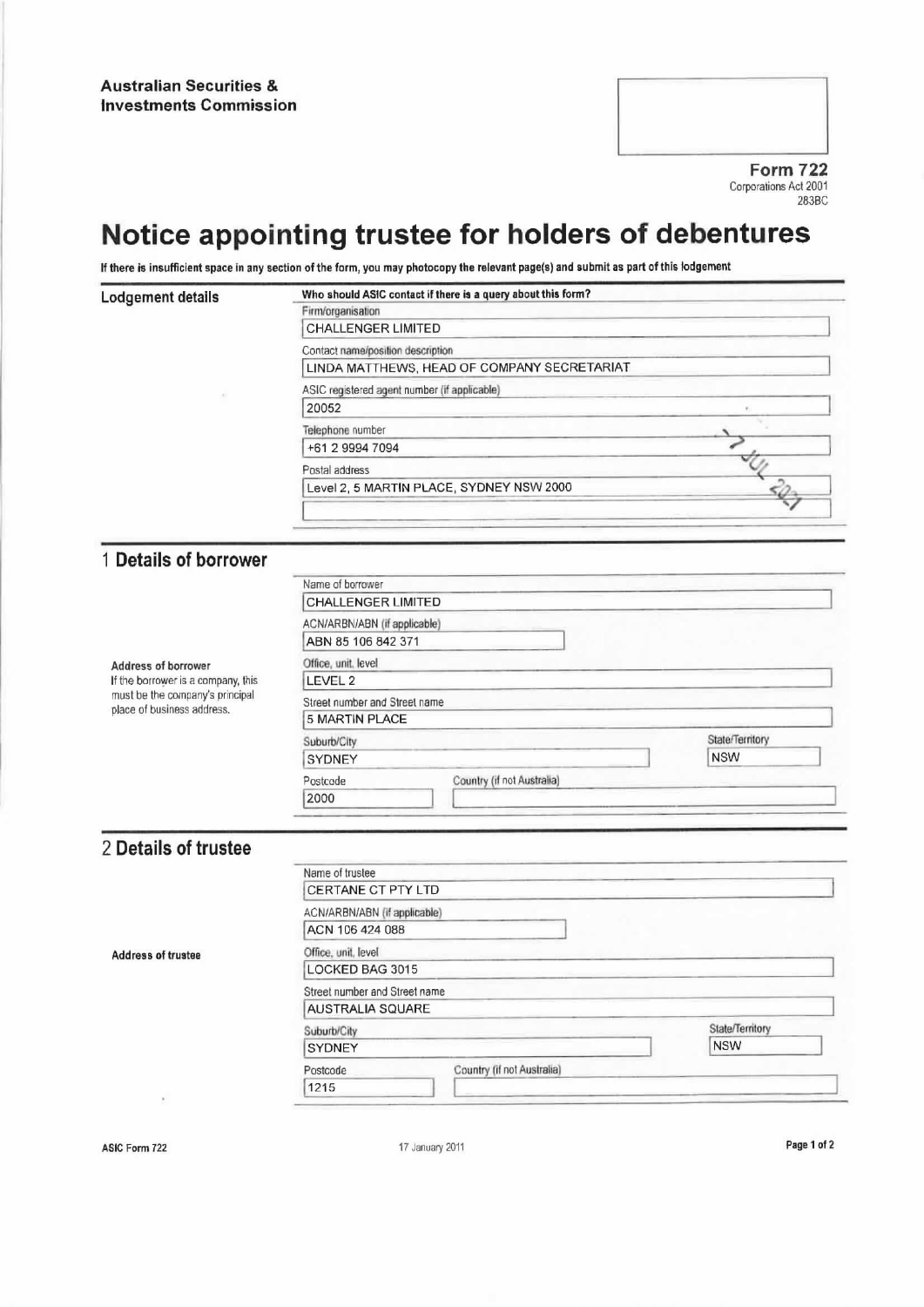**Australian Securities & Investments Commission**

**Form 722**
Corporations Act 2001
283BC

# Notice appointing trustee for holders of debentures

**If there is insufficient space in any section of the form, you may photocopy the relevant page(s) and submit as part of this lodgement**

## Lodgement details

**Who should ASIC contact if there is a query about this form?**

Firm/organisation
CHALLENGER LIMITED

Contact name/position description
LINDA MATTHEWS, HEAD OF COMPANY SECRETARIAT

ASIC registered agent number (if applicable)
20052

Telephone number
+61 2 9994 7094

Postal address
Level 2, 5 MARTIN PLACE, SYDNEY NSW 2000

7 JUL 2021

## 1 Details of borrower

Name of borrower
CHALLENGER LIMITED

ACN/ARBN/ABN (if applicable)
ABN 85 106 842 371

**Address of borrower**
If the borrower is a company, this must be the company's principal place of business address.

Office, unit, level
LEVEL 2

Street number and Street name
5 MARTIN PLACE

Suburb/City
SYDNEY

State/Territory
NSW

Postcode
2000

Country (if not Australia)

## 2 Details of trustee

Name of trustee
CERTANE CT PTY LTD

ACN/ARBN/ABN (if applicable)
ACN 106 424 088

**Address of trustee**

Office, unit, level
LOCKED BAG 3015

Street number and Street name
AUSTRALIA SQUARE

Suburb/City
SYDNEY

State/Territory
NSW

Postcode
1215

Country (if not Australia)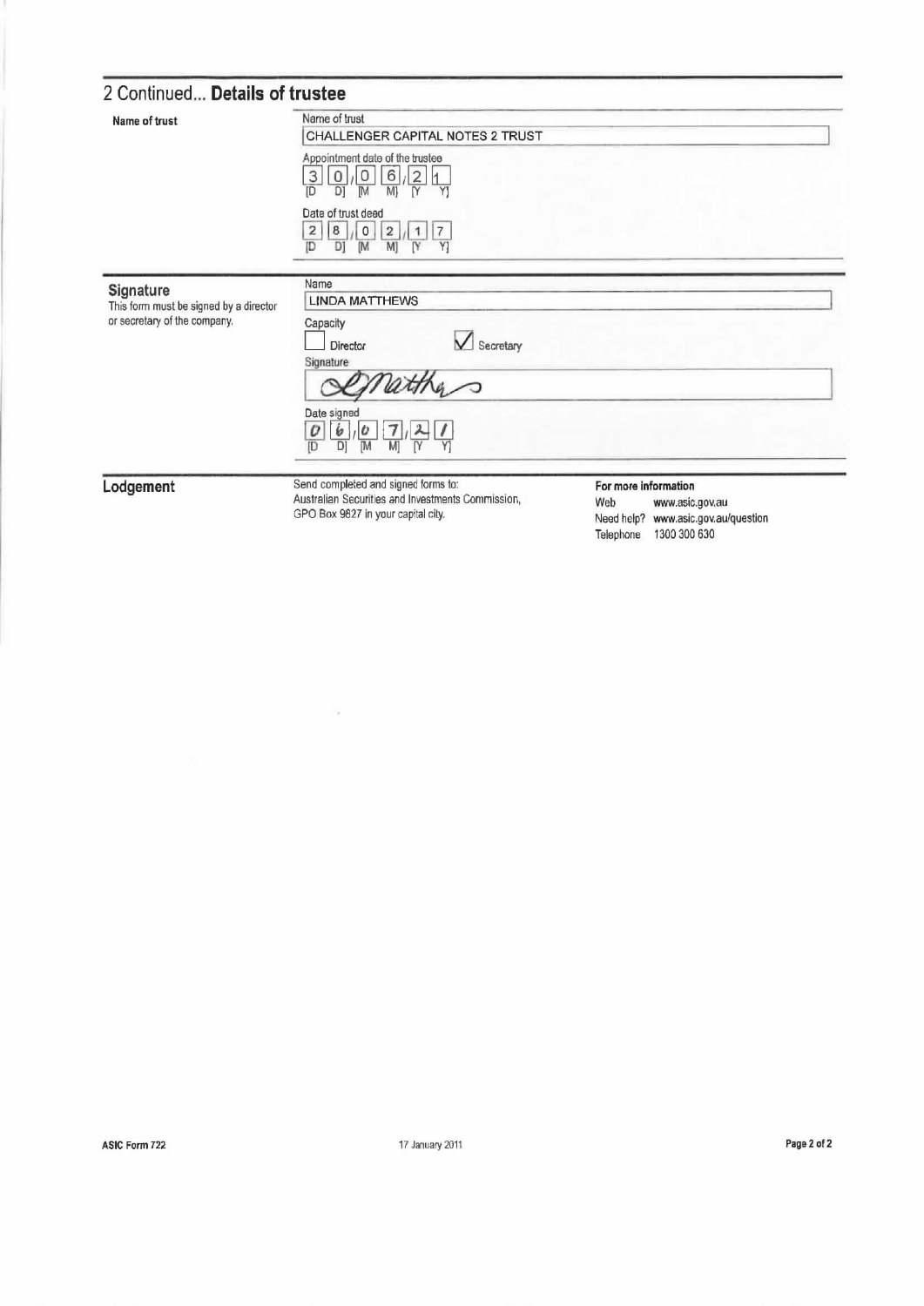## 2 Continued... **Details of trustee**

**Name of trust**

Name of trust

CHALLENGER CAPITAL NOTES 2 TRUST

Appointment date of the trustee

3 0 / 0 6 / 2 1
[D D] [M M] [Y Y]

Date of trust deed

2 8 / 0 2 / 1 7
[D D] [M M] [Y Y]

## Signature

This form must be signed by a director or secretary of the company.

Name

LINDA MATTHEWS

Capacity

☐ Director ☑ Secretary

Signature

L Matthews

Date signed

0 6 / 0 7 / 2 1
[D D] [M M] [Y Y]

## Lodgement

Send completed and signed forms to:
Australian Securities and Investments Commission,
GPO Box 9827 in your capital city.

**For more information**

Web www.asic.gov.au
Need help? www.asic.gov.au/question
Telephone 1300 300 630

ASIC Form 722 17 January 2011